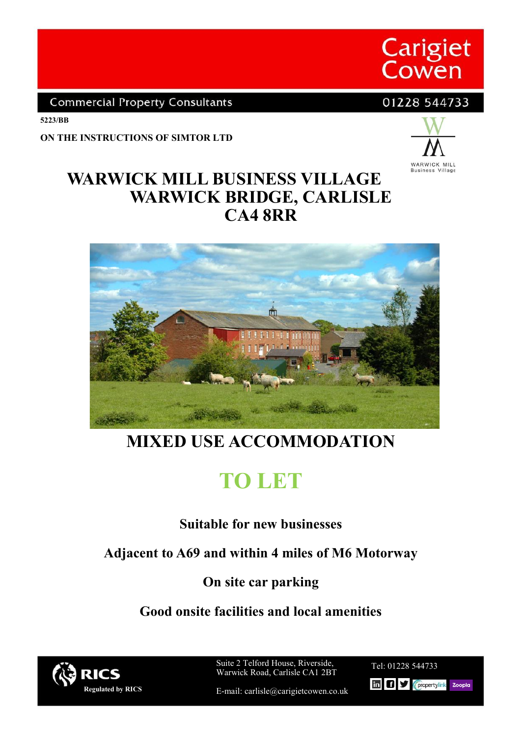Carigiet Cowen

Commercial Property Consultants

01228 544733

5223/BB

**ON THE INSTRUCTIONS OF SIMTOR LTD**

# WARWICK MILL BUSINESS VILLAGE
# WARWICK BRIDGE, CARLISLE
# CA4 8RR

## MIXED USE ACCOMMODATION

## TO LET

**Suitable for new businesses**

**Adjacent to A69 and within 4 miles of M6 Motorway**

**On site car parking**

**Good onsite facilities and local amenities**

Regulated by RICS

Suite 2 Telford House, Riverside, Warwick Road, Carlisle CA1 2BT

E-mail: carlisle@carigietcowen.co.uk

Tel: 01228 544733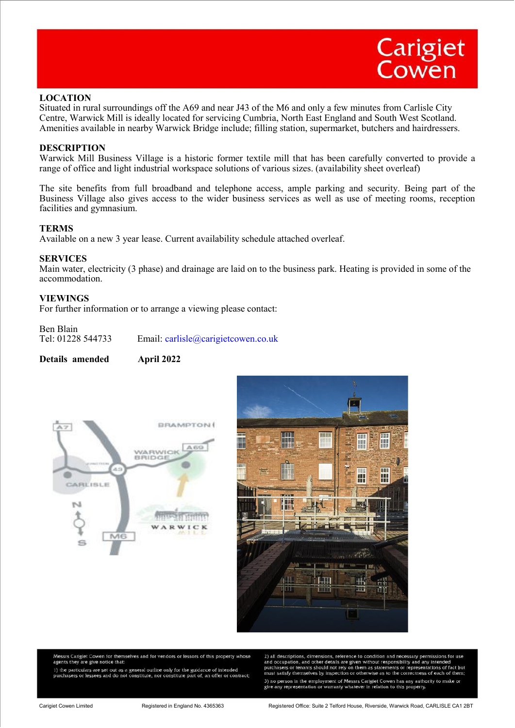Carigiet Cowen

## LOCATION

Situated in rural surroundings off the A69 and near J43 of the M6 and only a few minutes from Carlisle City Centre, Warwick Mill is ideally located for servicing Cumbria, North East England and South West Scotland. Amenities available in nearby Warwick Bridge include; filling station, supermarket, butchers and hairdressers.

## DESCRIPTION

Warwick Mill Business Village is a historic former textile mill that has been carefully converted to provide a range of office and light industrial workspace solutions of various sizes. (availability sheet overleaf)

The site benefits from full broadband and telephone access, ample parking and security. Being part of the Business Village also gives access to the wider business services as well as use of meeting rooms, reception facilities and gymnasium.

## TERMS

Available on a new 3 year lease. Current availability schedule attached overleaf.

## SERVICES

Main water, electricity (3 phase) and drainage are laid on to the business park. Heating is provided in some of the accommodation.

## VIEWINGS

For further information or to arrange a viewing please contact:

Ben Blain
Tel: 01228 544733 Email: carlisle@carigietcowen.co.uk

**Details amended** **April 2022**

Messrs Carigiet Cowen for themselves and for vendors or lessors of this property whose agents they are give notice that:

1) the particulars are set out as a general outline only for the guidance of intended purchasers or lessees and do not constitute, nor constitute part of, an offer or contract;

2) all descriptions, dimensions, reference to condition and necessary permissions for use and occupation, and other details are given without responsibility and any intended purchasers or tenants should not rely on them as statements or representations of fact but must satisfy themselves by inspection or otherwise as to the correctness of each of them;

3) no person in the employment of Messrs Carigiet Cowen has any authority to make or give any representation or warranty whatever in relation to this property.

Carigiet Cowen Limited Registered in England No. 4365363 Registered Office: Suite 2 Telford House, Riverside, Warwick Road, CARLISLE CA1 2BT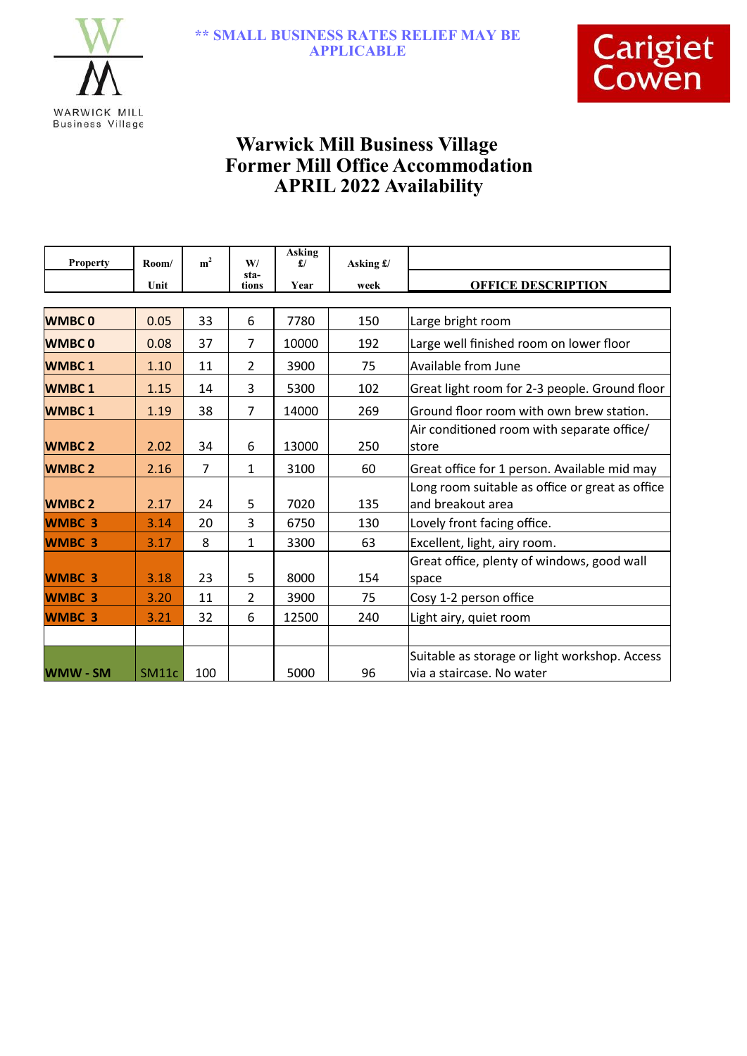**WARWICK MILL Business Village**

**\*\* SMALL BUSINESS RATES RELIEF MAY BE APPLICABLE**

**Carigiet Cowen**

# Warwick Mill Business Village
# Former Mill Office Accommodation
# APRIL 2022 Availability

| Property | Room/ Unit | m$^2$ | W/ sta-tions | Asking £/ Year | Asking £/ week | OFFICE DESCRIPTION |
|---|---|---|---|---|---|---|
| **WMBC 0** | 0.05 | 33 | 6 | 7780 | 150 | Large bright room |
| **WMBC 0** | 0.08 | 37 | 7 | 10000 | 192 | Large well finished room on lower floor |
| **WMBC 1** | 1.10 | 11 | 2 | 3900 | 75 | Available from June |
| **WMBC 1** | 1.15 | 14 | 3 | 5300 | 102 | Great light room for 2-3 people. Ground floor |
| **WMBC 1** | 1.19 | 38 | 7 | 14000 | 269 | Ground floor room with own brew station. |
| **WMBC 2** | 2.02 | 34 | 6 | 13000 | 250 | Air conditioned room with separate office/ store |
| **WMBC 2** | 2.16 | 7 | 1 | 3100 | 60 | Great office for 1 person. Available mid may |
| **WMBC 2** | 2.17 | 24 | 5 | 7020 | 135 | Long room suitable as office or great as office and breakout area |
| **WMBC 3** | 3.14 | 20 | 3 | 6750 | 130 | Lovely front facing office. |
| **WMBC 3** | 3.17 | 8 | 1 | 3300 | 63 | Excellent, light, airy room. |
| **WMBC 3** | 3.18 | 23 | 5 | 8000 | 154 | Great office, plenty of windows, good wall space |
| **WMBC 3** | 3.20 | 11 | 2 | 3900 | 75 | Cosy 1-2 person office |
| **WMBC 3** | 3.21 | 32 | 6 | 12500 | 240 | Light airy, quiet room |
| | | | | | | |
| **WMW - SM** | SM11c | 100 | | 5000 | 96 | Suitable as storage or light workshop. Access via a staircase. No water |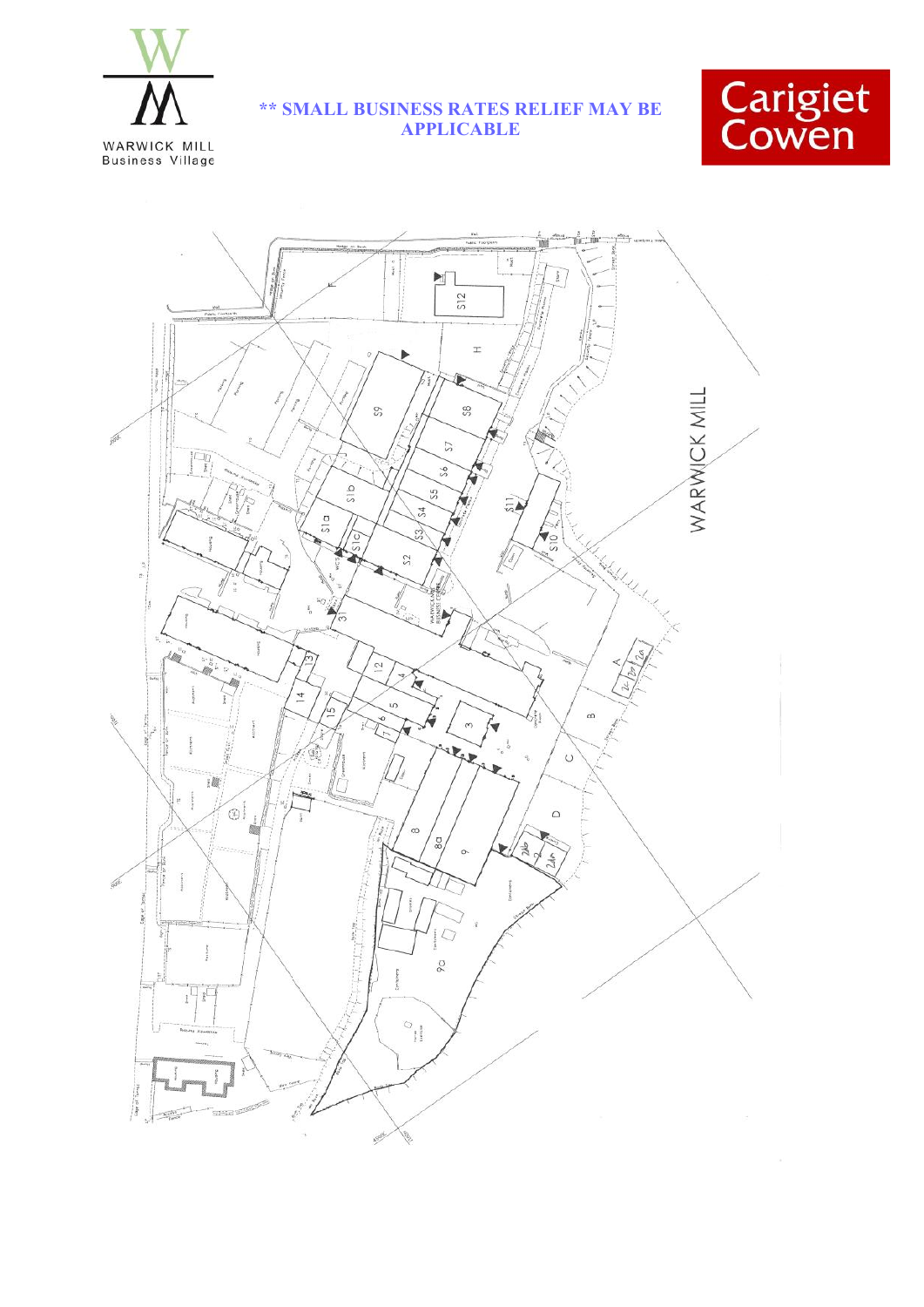WARWICK MILL
Business Village

**SMALL BUSINESS RATES RELIEF MAY BE APPLICABLE**

Carigiet Cowen

WARWICK MILL